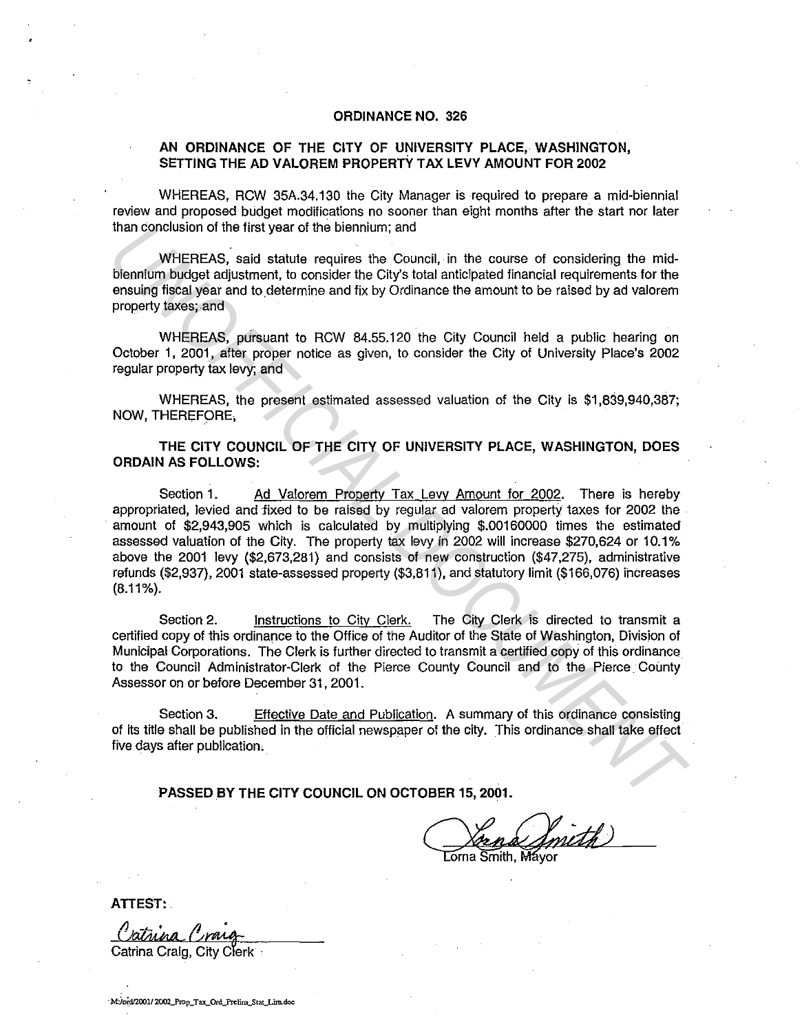# ORDINANCE NO. 326

## AN ORDINANCE OF THE CITY OF UNIVERSITY PLACE, WASHINGTON, SETTING THE AD VALOREM PROPERTY TAX LEVY AMOUNT FOR 2002

WHEREAS, RCW 35A.34.130 the City Manager is required to prepare a mid-biennial review and proposed budget modifications no sooner than eight months after the start nor later than conclusion of the first year of the biennium; and

WHEREAS, said statute requires the Council, in the course of considering the mid-biennium budget adjustment, to consider the City's total anticipated financial requirements for the ensuing fiscal year and to determine and fix by Ordinance the amount to be raised by ad valorem property taxes; and

WHEREAS, pursuant to RCW 84.55.120 the City Council held a public hearing on October 1, 2001, after proper notice as given, to consider the City of University Place's 2002 regular property tax levy; and

WHEREAS, the present estimated assessed valuation of the City is $1,839,940,387; NOW, THEREFORE,

**THE CITY COUNCIL OF THE CITY OF UNIVERSITY PLACE, WASHINGTON, DOES ORDAIN AS FOLLOWS:**

Section 1. Ad Valorem Property Tax Levy Amount for 2002. There is hereby appropriated, levied and fixed to be raised by regular ad valorem property taxes for 2002 the amount of $2,943,905 which is calculated by multiplying $.00160000 times the estimated assessed valuation of the City. The property tax levy in 2002 will increase $270,624 or 10.1% above the 2001 levy ($2,673,281) and consists of new construction ($47,275), administrative refunds ($2,937), 2001 state-assessed property ($3,811), and statutory limit ($166,076) increases (8.11%).

Section 2. Instructions to City Clerk. The City Clerk is directed to transmit a certified copy of this ordinance to the Office of the Auditor of the State of Washington, Division of Municipal Corporations. The Clerk is further directed to transmit a certified copy of this ordinance to the Council Administrator-Clerk of the Pierce County Council and to the Pierce County Assessor on or before December 31, 2001.

Section 3. Effective Date and Publication. A summary of this ordinance consisting of its title shall be published in the official newspaper of the city. This ordinance shall take effect five days after publication.

**PASSED BY THE CITY COUNCIL ON OCTOBER 15, 2001.**

Lorna Smith
Lorna Smith, Mayor

**ATTEST:**

Catrina Craig
Catrina Craig, City Clerk

M:/ord/2001/2002_Prop_Tax_Ord_Prelim_Stat_Lim.doc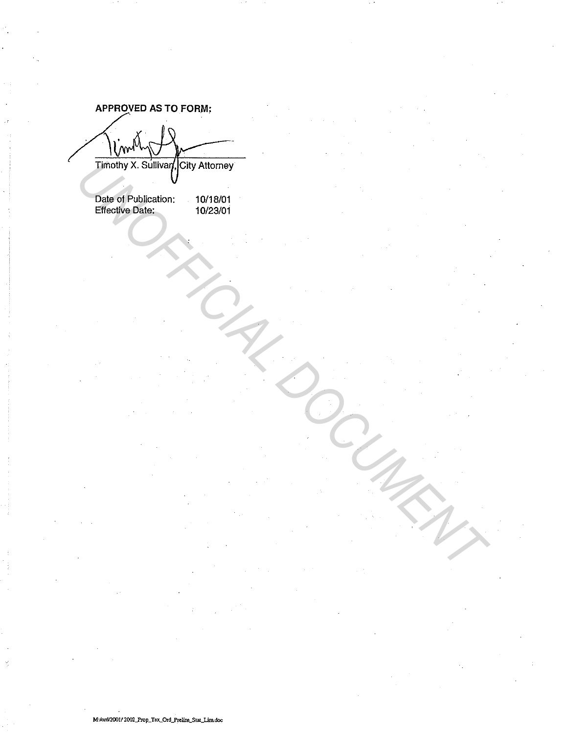**APPROVED AS TO FORM:**

Timothy X. Sullivan, City Attorney

| | |
|---|---|
| Date of Publication: | 10/18/01 |
| Effective Date: | 10/23/01 |

UNOFFICIAL DOCUMENT

M:/ord/2001/2002_Prop_Tax_Ord_Prelim_Stat_Lim.doc